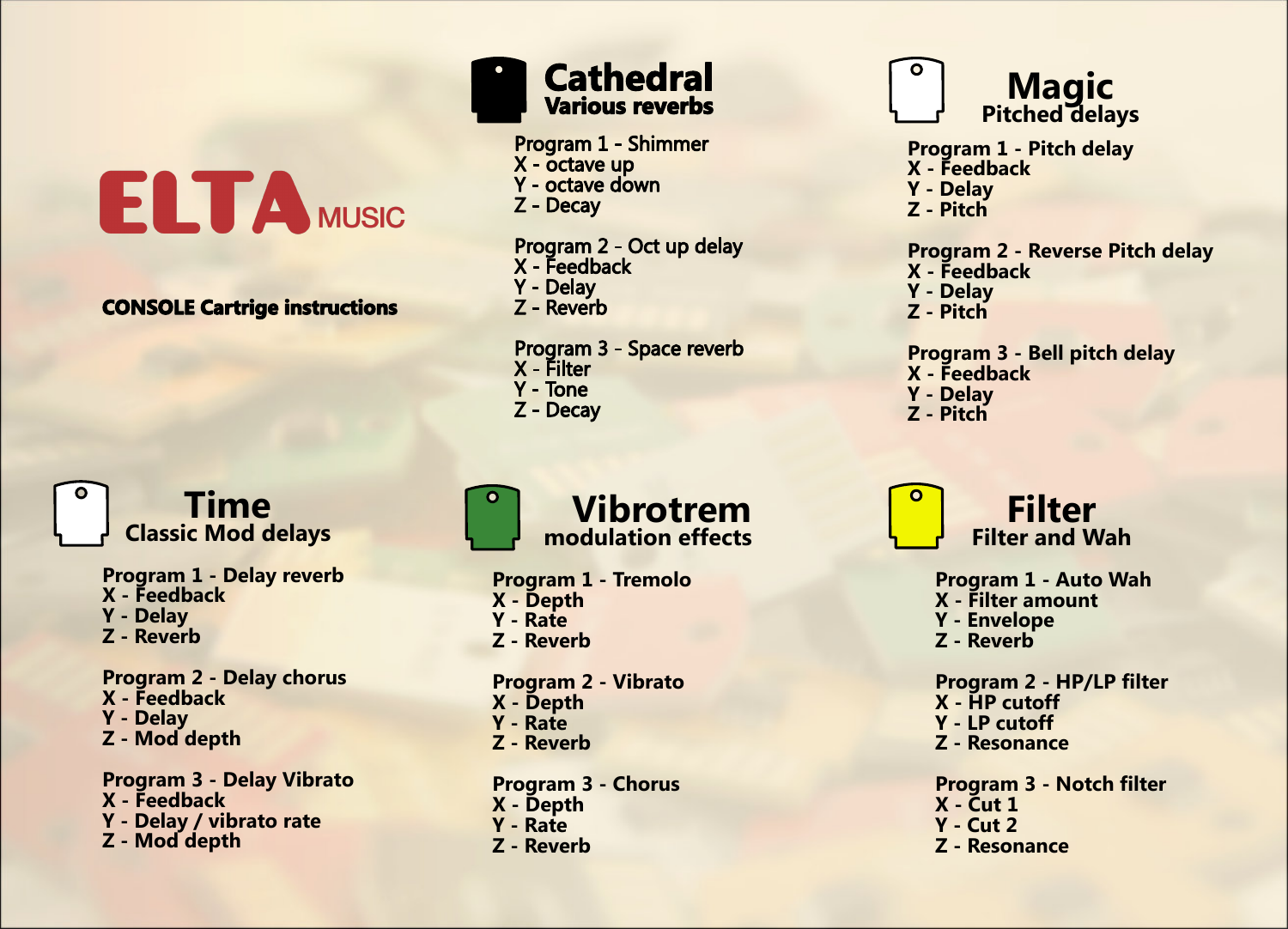# ELTA MUSIC

**CONSOLE Cartrige instructions**

## Cathedral
### Various reverbs

Program 1 - Shimmer
X - octave up
Y - octave down
Z - Decay

Program 2 - Oct up delay
X - Feedback
Y - Delay
Z - Reverb

Program 3 - Space reverb
X - Filter
Y - Tone
Z - Decay

## Magic
### Pitched delays

Program 1 - Pitch delay
X - Feedback
Y - Delay
Z - Pitch

Program 2 - Reverse Pitch delay
X - Feedback
Y - Delay
Z - Pitch

Program 3 - Bell pitch delay
X - Feedback
Y - Delay
Z - Pitch

## Time
### Classic Mod delays

Program 1 - Delay reverb
X - Feedback
Y - Delay
Z - Reverb

Program 2 - Delay chorus
X - Feedback
Y - Delay
Z - Mod depth

Program 3 - Delay Vibrato
X - Feedback
Y - Delay / vibrato rate
Z - Mod depth

## Vibrotrem
### modulation effects

Program 1 - Tremolo
X - Depth
Y - Rate
Z - Reverb

Program 2 - Vibrato
X - Depth
Y - Rate
Z - Reverb

Program 3 - Chorus
X - Depth
Y - Rate
Z - Reverb

## Filter
### Filter and Wah

Program 1 - Auto Wah
X - Filter amount
Y - Envelope
Z - Reverb

Program 2 - HP/LP filter
X - HP cutoff
Y - LP cutoff
Z - Resonance

Program 3 - Notch filter
X - Cut 1
Y - Cut 2
Z - Resonance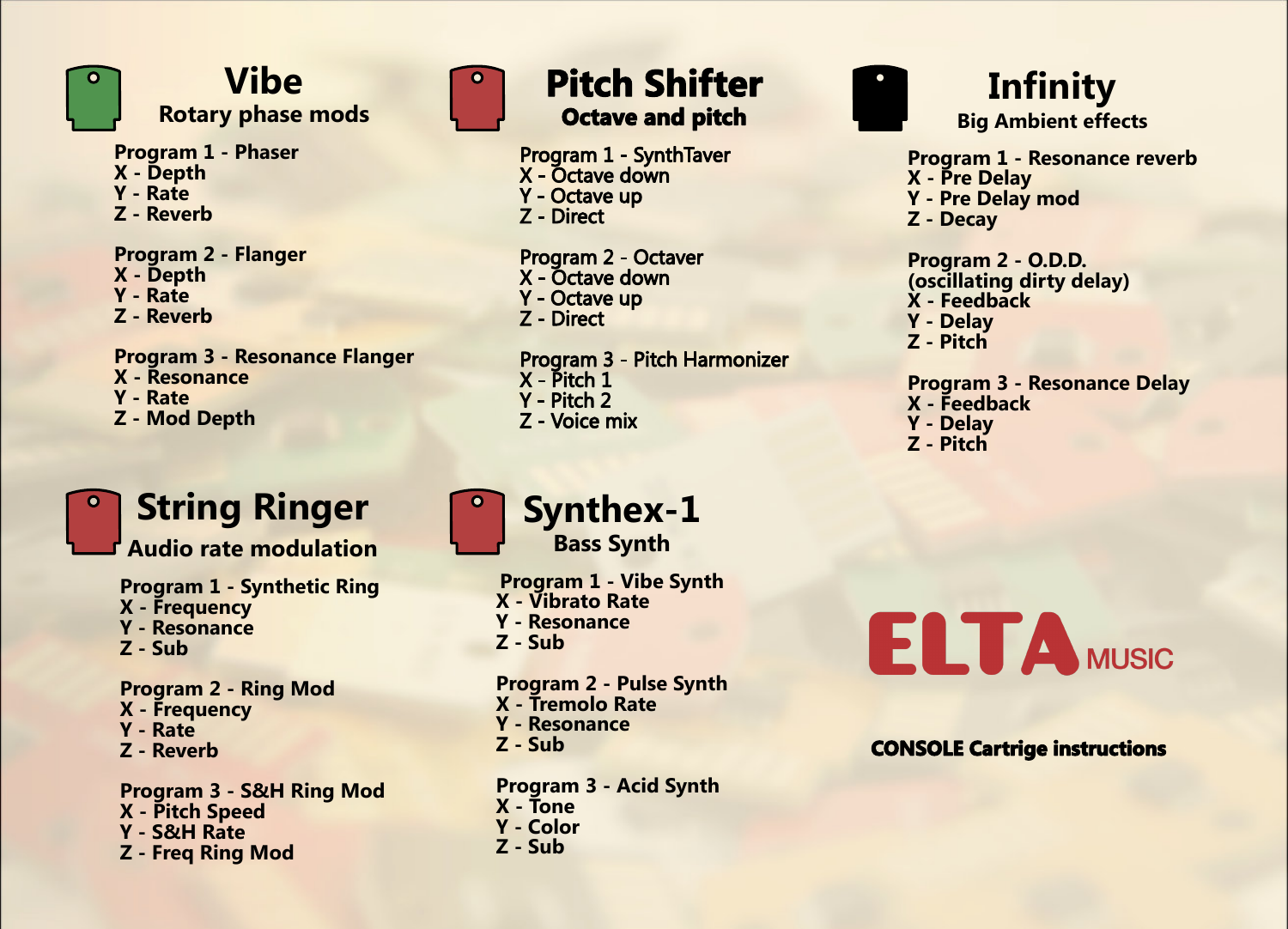## Vibe

**Rotary phase mods**

**Program 1 - Phaser**
X - Depth
Y - Rate
Z - Reverb

**Program 2 - Flanger**
X - Depth
Y - Rate
Z - Reverb

**Program 3 - Resonance Flanger**
X - Resonance
Y - Rate
Z - Mod Depth

## Pitch Shifter

**Octave and pitch**

**Program 1 - SynthTaver**
X - Octave down
Y - Octave up
Z - Direct

**Program 2 - Octaver**
X - Octave down
Y - Octave up
Z - Direct

**Program 3 - Pitch Harmonizer**
X - Pitch 1
Y - Pitch 2
Z - Voice mix

## Infinity

**Big Ambient effects**

**Program 1 - Resonance reverb**
X - Pre Delay
Y - Pre Delay mod
Z - Decay

**Program 2 - O.D.D. (oscillating dirty delay)**
X - Feedback
Y - Delay
Z - Pitch

**Program 3 - Resonance Delay**
X - Feedback
Y - Delay
Z - Pitch

## String Ringer

**Audio rate modulation**

**Program 1 - Synthetic Ring**
X - Frequency
Y - Resonance
Z - Sub

**Program 2 - Ring Mod**
X - Frequency
Y - Rate
Z - Reverb

**Program 3 - S&H Ring Mod**
X - Pitch Speed
Y - S&H Rate
Z - Freq Ring Mod

## Synthex-1

**Bass Synth**

**Program 1 - Vibe Synth**
X - Vibrato Rate
Y - Resonance
Z - Sub

**Program 2 - Pulse Synth**
X - Tremolo Rate
Y - Resonance
Z - Sub

**Program 3 - Acid Synth**
X - Tone
Y - Color
Z - Sub

ELTA MUSIC

**CONSOLE Cartrige instructions**